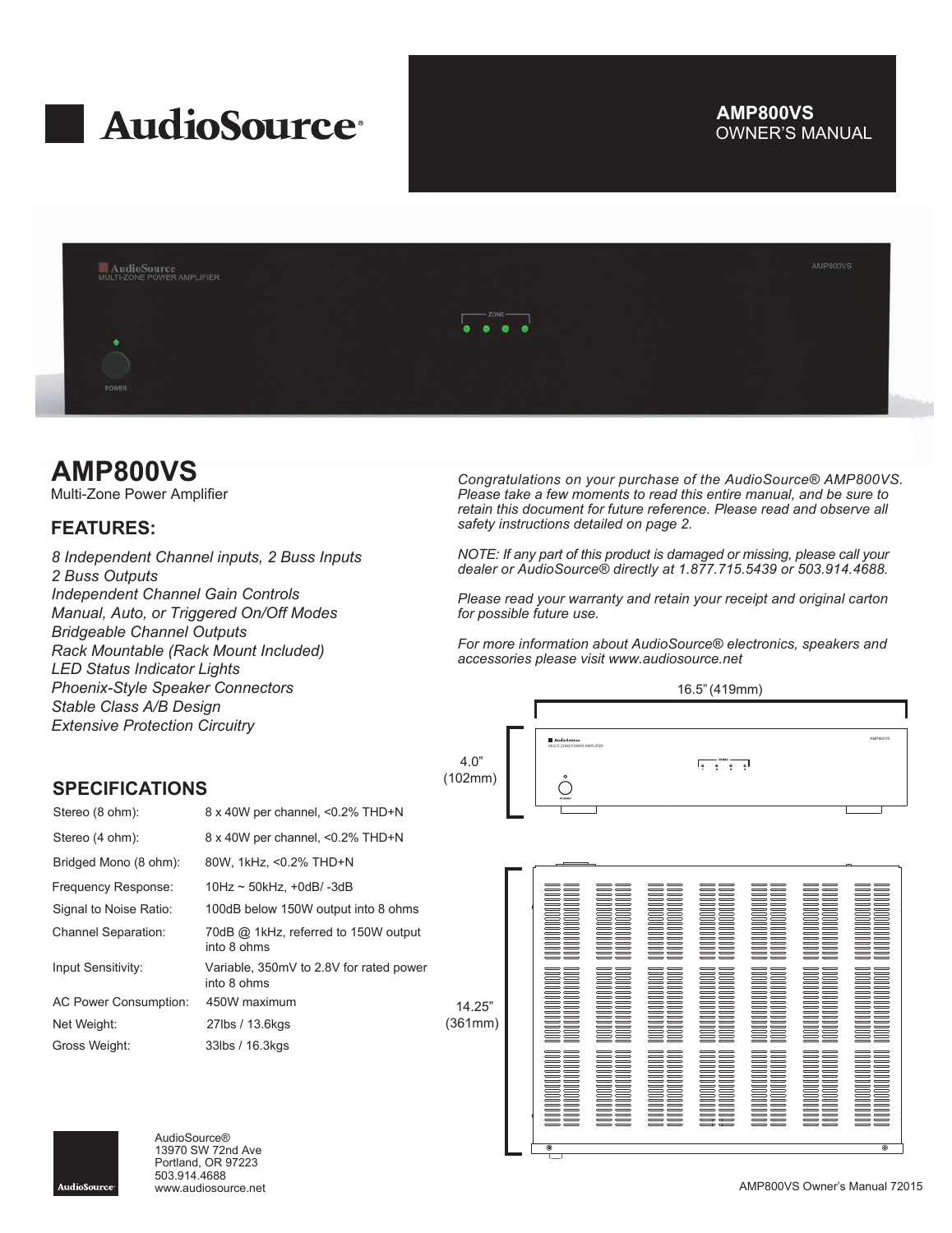# AudioSource®

**AMP800VS**
OWNER'S MANUAL

## AMP800VS

Multi-Zone Power Amplifier

### FEATURES:

*8 Independent Channel inputs, 2 Buss Inputs*
*2 Buss Outputs*
*Independent Channel Gain Controls*
*Manual, Auto, or Triggered On/Off Modes*
*Bridgeable Channel Outputs*
*Rack Mountable (Rack Mount Included)*
*LED Status Indicator Lights*
*Phoenix-Style Speaker Connectors*
*Stable Class A/B Design*
*Extensive Protection Circuitry*

### SPECIFICATIONS

| | |
|---|---|
| Stereo (8 ohm): | 8 x 40W per channel, <0.2% THD+N |
| Stereo (4 ohm): | 8 x 40W per channel, <0.2% THD+N |
| Bridged Mono (8 ohm): | 80W, 1kHz, <0.2% THD+N |
| Frequency Response: | 10Hz ~ 50kHz, +0dB/ -3dB |
| Signal to Noise Ratio: | 100dB below 150W output into 8 ohms |
| Channel Separation: | 70dB @ 1kHz, referred to 150W output into 8 ohms |
| Input Sensitivity: | Variable, 350mV to 2.8V for rated power into 8 ohms |
| AC Power Consumption: | 450W maximum |
| Net Weight: | 27lbs / 13.6kgs |
| Gross Weight: | 33lbs / 16.3kgs |

*Congratulations on your purchase of the AudioSource® AMP800VS. Please take a few moments to read this entire manual, and be sure to retain this document for future reference. Please read and observe all safety instructions detailed on page 2.*

*NOTE: If any part of this product is damaged or missing, please call your dealer or AudioSource® directly at 1.877.715.5439 or 503.914.4688.*

*Please read your warranty and retain your receipt and original carton for possible future use.*

*For more information about AudioSource® electronics, speakers and accessories please visit www.audiosource.net*

16.5" (419mm)

4.0" (102mm)

14.25" (361mm)

AudioSource®
13970 SW 72nd Ave
Portland, OR 97223
503.914.4688
www.audiosource.net

AMP800VS Owner's Manual 72015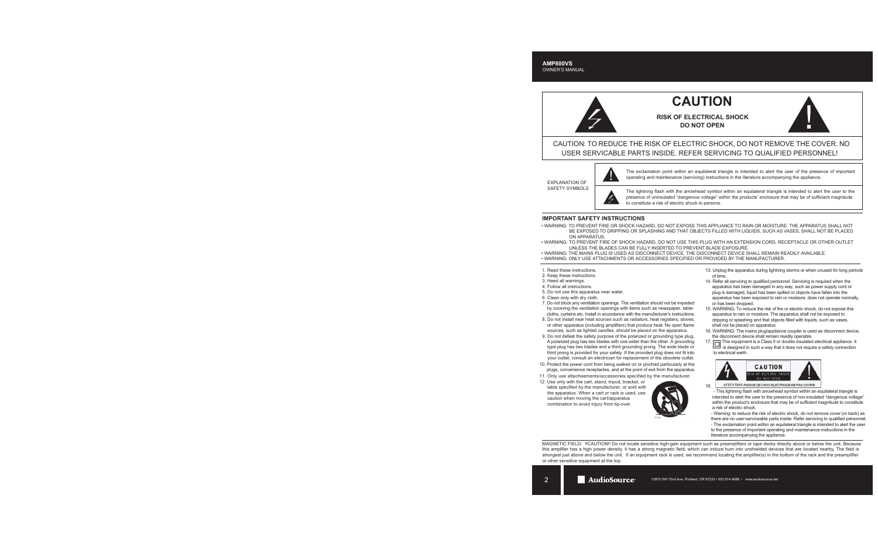**AMP800VS**
OWNER'S MANUAL

# CAUTION

**RISK OF ELECTRICAL SHOCK**
**DO NOT OPEN**

CAUTION: TO REDUCE THE RISK OF ELECTRIC SHOCK, DO NOT REMOVE THE COVER. NO USER SERVICABLE PARTS INSIDE. REFER SERVICING TO QUALIFIED PERSONNEL!

EXPLANATION OF SAFETY SYMBOLS

The exclamation point within an equilateral triangle is intended to alert the user of the presence of important operating and maintenance (servicing) instructions in the literature accompanying the appliance.

The lightning flash with the arrowhead symbol within an equilateral triangle is intended to alert the user to the presence of uninsulated "dangerous voltage" within the products' enclosure that may be of sufficient magnitude to constitute a risk of electric shock to persons.

## IMPORTANT SAFETY INSTRUCTIONS

- WARNING: TO PREVENT FIRE OR SHOCK HAZARD, DO NOT EXPOSE THIS APPLIANCE TO RAIN OR MOISTURE. THE APPARATUS SHALL NOT BE EXPOSED TO DRIPPING OR SPLASHING AND THAT OBJECTS FILLED WITH LIQUIDS, SUCH AS VASES, SHALL NOT BE PLACED ON APPARATUS.
- WARNING: TO PREVENT FIRE OF SHOCK HAZARD, DO NOT USE THIS PLUG WITH AN EXTENSION CORD, RECEPTACLE OR OTHER OUTLET UNLESS THE BLADES CAN BE FULLY INSERTED TO PREVENT BLADE EXPOSURE.
- WARNING: THE MAINS PLUG IS USED AS DISCONNECT DEVICE. THE DISCONNECT DEVICE SHALL REMAIN READILY AVAILABLE.
- WARNING: ONLY USE ATTACHMENTS OR ACCESSORIES SPECIFIED OR PROVIDED BY THE MANUFACTURER.

1. Read these instructions.
2. Keep these instructions.
3. Heed all warnings.
4. Follow all instructions.
5. Do not use this apparatus near water.
6. Clean only with dry cloth.
7. Do not block any ventilation openings. The ventilation should not be impeded by covering the ventilation openings with items such as newspaper, table-cloths, curtains etc. Install in accordance with the manufacturer's instructions.
8. Do not install near heat sources such as radiators, heat registers, stoves, or other apparatus (including amplifiers) that produce heat. No open flame sources, such as lighted candles, should be placed on the apparatus.
9. Do not defeat the safety purpose of the polarized or grounding type plug. A polarized plug has two blades with one wider than the other. A grounding type plug has two blades and a third grounding prong. The wide blade or third prong is provided for your safety. If the provided plug does not fit into your outlet, consult an electrician for replacement of the obsolete outlet.
10. Protect the power cord from being walked on or pinched particularly at the plugs, convenience receptacles, and at the point of exit from the apparatus.
11. Only use attacheements/accessories specified by the manufacturer.
12. Use only with the cart, stand, tripod, bracket, or table specified by the manufacturer, or sold with the apparatus. When a cart or rack is used, use caution when moving the cart/apparatus combination to avoid injury from tip-over.
13. Unplug the apparatus during lightning storms or when unused for long periods of time.
14. Refer all servicing to qualified personnel. Servicing is required when the apparatus has been damaged in any way, such as power supply cord or plug is damaged, liquid has been spilled or objects have fallen into the apparatus has been exposed to rain or moisture, does not operate normally, or has been dropped.
15. WARNING: To reduce the risk of fire or electric shock, do not expose this apparatus to rain or moisture. The apparatus shall not be exposed to dripping or splashing and that objects filled with liquids, such as vases, shall not be placed on apparatus.
16. WARNING: The mains plug/appliance coupler is used as disconnect device, the disconnect device shall remain readily operable.
17. This equipment is a Class II or double insulated electrical appliance. It is designed in such a way that it does not require a safety connection to electrical earth.
18. CAUTION – RISK OF ELECTRIC SHOCK – DO NOT OPEN
    ATTENTION: RISQUE DE CHOC ELECTRIQUE-NE PAS OUVRIR
    - This lightning flash with arrowhead symbol within an equilateral triangle is intended to alert the user to the presence of non-insulated "dangerous voltage" within the product's enclosure that may be of sufficient magnitude to constitute a risk of electric shock.
    - Warning: to reduce the risk of electric shock, do not remove cover (or back) as there are no user-serviceable parts inside. Refer servicing to qualified personnel.
    - The exclamation point within an equilateral triangle is intended to alert the user to the presence of important operating and maintenance instructions in the literature accompanying the appliance.

MAGNETIC FIELD: !!CAUTION!! Do not locate sensitive high-gain equipment such as preamplifiers or tape decks directly above or below the unit. Because this amplifier has a high power density, it has a strong magnetic field, which can induce hum into unshielded devices that are located nearby. The field is strongest just above and below the unit. If an equipment rack is used, we recommend locating the amplifier(s) in the bottom of the rack and the preamplifier or other sensitive equipment at the top.

AudioSource · 13970 SW 72nd Ave, Portland, OR 97223 • 503.914.4688 • www.audiosource.net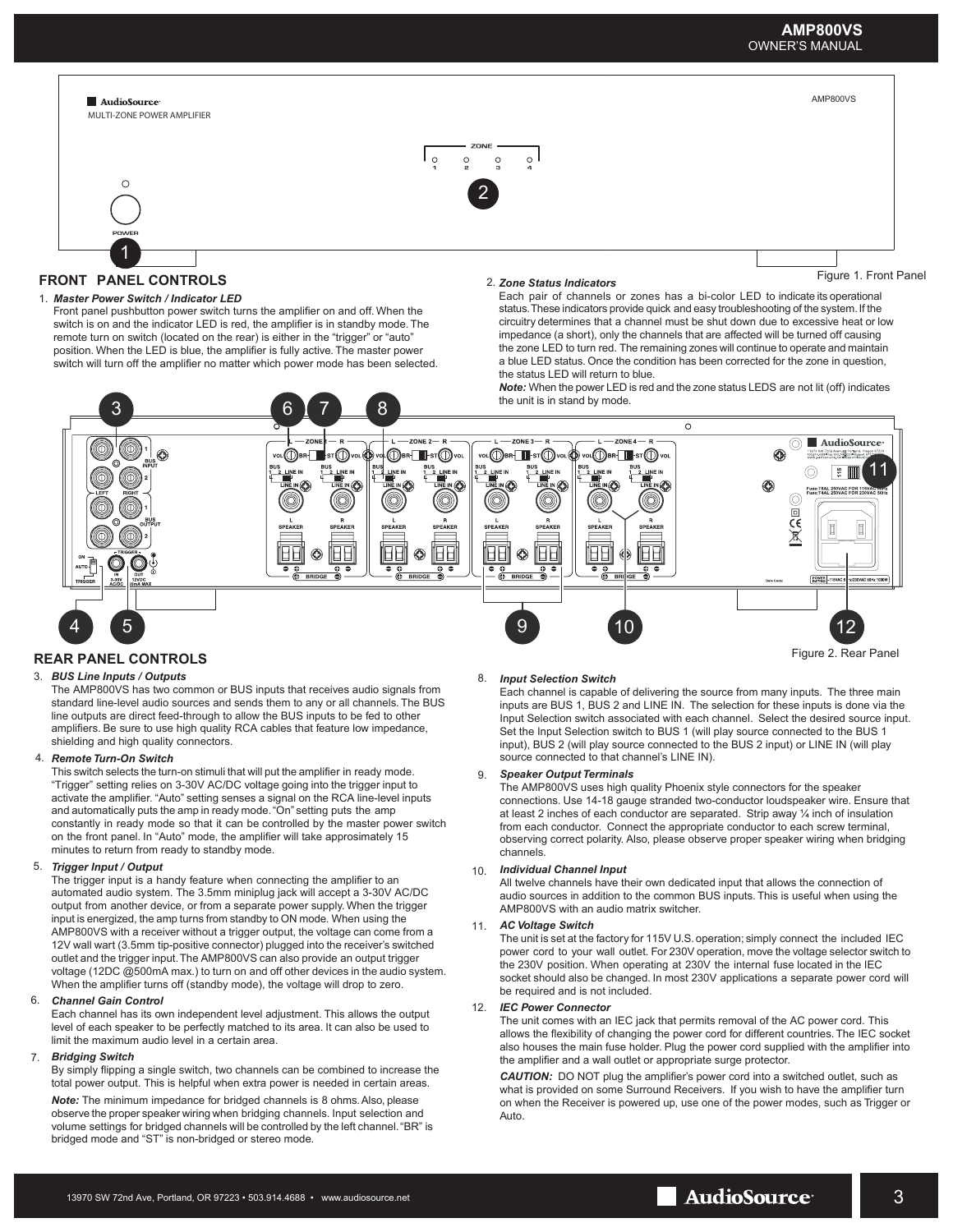Figure 1. Front Panel

## FRONT PANEL CONTROLS

1. ***Master Power Switch / Indicator LED***

   Front panel pushbutton power switch turns the amplifier on and off. When the switch is on and the indicator LED is red, the amplifier is in standby mode. The remote turn on switch (located on the rear) is either in the "trigger" or "auto" position. When the LED is blue, the amplifier is fully active. The master power switch will turn off the amplifier no matter which power mode has been selected.

2. ***Zone Status Indicators***

   Each pair of channels or zones has a bi-color LED to indicate its operational status. These indicators provide quick and easy troubleshooting of the system. If the circuitry determines that a channel must be shut down due to excessive heat or low impedance (a short), only the channels that are affected will be turned off causing the zone LED to turn red. The remaining zones will continue to operate and maintain a blue LED status. Once the condition has been corrected for the zone in question, the status LED will return to blue.

   ***Note:*** When the power LED is red and the zone status LEDS are not lit (off) indicates the unit is in stand by mode.

Figure 2. Rear Panel

## REAR PANEL CONTROLS

3. ***BUS Line Inputs / Outputs***

   The AMP800VS has two common or BUS inputs that receives audio signals from standard line-level audio sources and sends them to any or all channels. The BUS line outputs are direct feed-through to allow the BUS inputs to be fed to other amplifiers. Be sure to use high quality RCA cables that feature low impedance, shielding and high quality connectors.

4. ***Remote Turn-On Switch***

   This switch selects the turn-on stimuli that will put the amplifier in ready mode. "Trigger" setting relies on 3-30V AC/DC voltage going into the trigger input to activate the amplifier. "Auto" setting senses a signal on the RCA line-level inputs and automatically puts the amp in ready mode. "On" setting puts the amp constantly in ready mode so that it can be controlled by the master power switch on the front panel. In "Auto" mode, the amplifier will take approsimately 15 minutes to return from ready to standby mode.

5. ***Trigger Input / Output***

   The trigger input is a handy feature when connecting the amplifier to an automated audio system. The 3.5mm miniplug jack will accept a 3-30V AC/DC output from another device, or from a separate power supply. When the trigger input is energized, the amp turns from standby to ON mode. When using the AMP800VS with a receiver without a trigger output, the voltage can come from a 12V wall wart (3.5mm tip-positive connector) plugged into the receiver's switched outlet and the trigger input. The AMP800VS can also provide an output trigger voltage (12DC @500mA max.) to turn on and off other devices in the audio system. When the amplifier turns off (standby mode), the voltage will drop to zero.

6. ***Channel Gain Control***

   Each channel has its own independent level adjustment. This allows the output level of each speaker to be perfectly matched to its area. It can also be used to limit the maximum audio level in a certain area.

7. ***Bridging Switch***

   By simply flipping a single switch, two channels can be combined to increase the total power output. This is helpful when extra power is needed in certain areas.

   ***Note:*** The minimum impedance for bridged channels is 8 ohms. Also, please observe the proper speaker wiring when bridging channels. Input selection and volume settings for bridged channels will be controlled by the left channel. "BR" is bridged mode and "ST" is non-bridged or stereo mode.

8. ***Input Selection Switch***

   Each channel is capable of delivering the source from many inputs. The three main inputs are BUS 1, BUS 2 and LINE IN. The selection for these inputs is done via the Input Selection switch associated with each channel. Select the desired source input. Set the Input Selection switch to BUS 1 (will play source connected to the BUS 1 input), BUS 2 (will play source connected to the BUS 2 input) or LINE IN (will play source connected to that channel's LINE IN).

9. ***Speaker Output Terminals***

   The AMP800VS uses high quality Phoenix style connectors for the speaker connections. Use 14-18 gauge stranded two-conductor loudspeaker wire. Ensure that at least 2 inches of each conductor are separated. Strip away ¼ inch of insulation from each conductor. Connect the appropriate conductor to each screw terminal, observing correct polarity. Also, please observe proper speaker wiring when bridging channels.

10. ***Individual Channel Input***

    All twelve channels have their own dedicated input that allows the connection of audio sources in addition to the common BUS inputs. This is useful when using the AMP800VS with an audio matrix switcher.

11. ***AC Voltage Switch***

    The unit is set at the factory for 115V U.S. operation; simply connect the included IEC power cord to your wall outlet. For 230V operation, move the voltage selector switch to the 230V position. When operating at 230V the internal fuse located in the IEC socket should also be changed. In most 230V applications a separate power cord will be required and is not included.

12. ***IEC Power Connector***

    The unit comes with an IEC jack that permits removal of the AC power cord. This allows the flexibility of changing the power cord for different countries. The IEC socket also houses the main fuse holder. Plug the power cord supplied with the amplifier into the amplifier and a wall outlet or appropriate surge protector.

    ***CAUTION:*** DO NOT plug the amplifier's power cord into a switched outlet, such as what is provided on some Surround Receivers. If you wish to have the amplifier turn on when the Receiver is powered up, use one of the power modes, such as Trigger or Auto.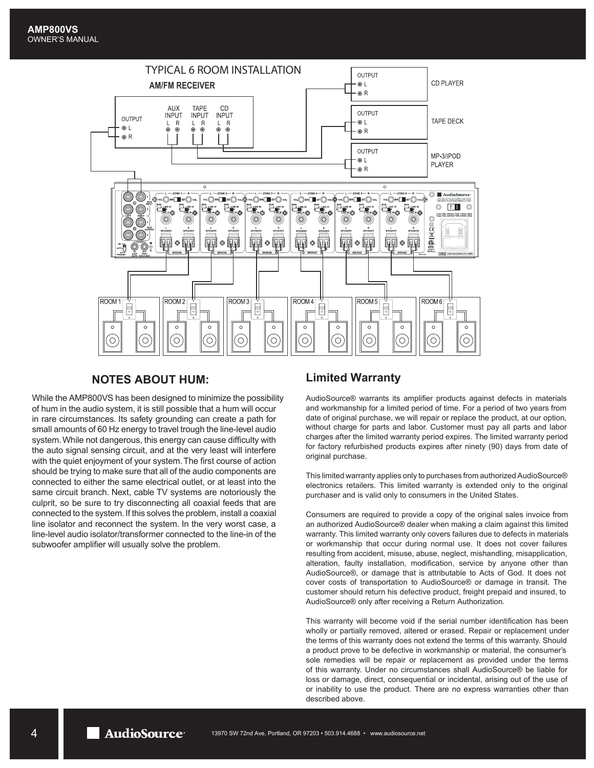TYPICAL 6 ROOM INSTALLATION

AM/FM RECEIVER

OUTPUT
L
R

AUX INPUT
L R

TAPE INPUT
L R

CD INPUT
L R

OUTPUT
L
R

CD PLAYER

OUTPUT
L
R

TAPE DECK

OUTPUT
L
R

MP-3/IPOD PLAYER

ROOM 1

ROOM 2

ROOM 3

ROOM 4

ROOM 5

ROOM 6

## NOTES ABOUT HUM:

While the AMP800VS has been designed to minimize the possibility of hum in the audio system, it is still possible that a hum will occur in rare circumstances. Its safety grounding can create a path for small amounts of 60 Hz energy to travel trough the line-level audio system. While not dangerous, this energy can cause difficulty with the auto signal sensing circuit, and at the very least will interfere with the quiet enjoyment of your system. The first course of action should be trying to make sure that all of the audio components are connected to either the same electrical outlet, or at least into the same circuit branch. Next, cable TV systems are notoriously the culprit, so be sure to try disconnecting all coaxial feeds that are connected to the system. If this solves the problem, install a coaxial line isolator and reconnect the system. In the very worst case, a line-level audio isolator/transformer connected to the line-in of the subwoofer amplifier will usually solve the problem.

## Limited Warranty

AudioSource® warrants its amplifier products against defects in materials and workmanship for a limited period of time. For a period of two years from date of original purchase, we will repair or replace the product, at our option, without charge for parts and labor. Customer must pay all parts and labor charges after the limited warranty period expires. The limited warranty period for factory refurbished products expires after ninety (90) days from date of original purchase.

This limited warranty applies only to purchases from authorized AudioSource® electronics retailers. This limited warranty is extended only to the original purchaser and is valid only to consumers in the United States.

Consumers are required to provide a copy of the original sales invoice from an authorized AudioSource® dealer when making a claim against this limited warranty. This limited warranty only covers failures due to defects in materials or workmanship that occur during normal use. It does not cover failures resulting from accident, misuse, abuse, neglect, mishandling, misapplication, alteration, faulty installation, modification, service by anyone other than AudioSource®, or damage that is attributable to Acts of God. It does not cover costs of transportation to AudioSource® or damage in transit. The customer should return his defective product, freight prepaid and insured, to AudioSource® only after receiving a Return Authorization.

This warranty will become void if the serial number identification has been wholly or partially removed, altered or erased. Repair or replacement under the terms of this warranty does not extend the terms of this warranty. Should a product prove to be defective in workmanship or material, the consumer's sole remedies will be repair or replacement as provided under the terms of this warranty. Under no circumstances shall AudioSource® be liable for loss or damage, direct, consequential or incidental, arising out of the use of or inability to use the product. There are no express warranties other than described above.

AudioSource 13970 SW 72nd Ave, Portland, OR 97203 • 503.914.4688 • www.audiosource.net